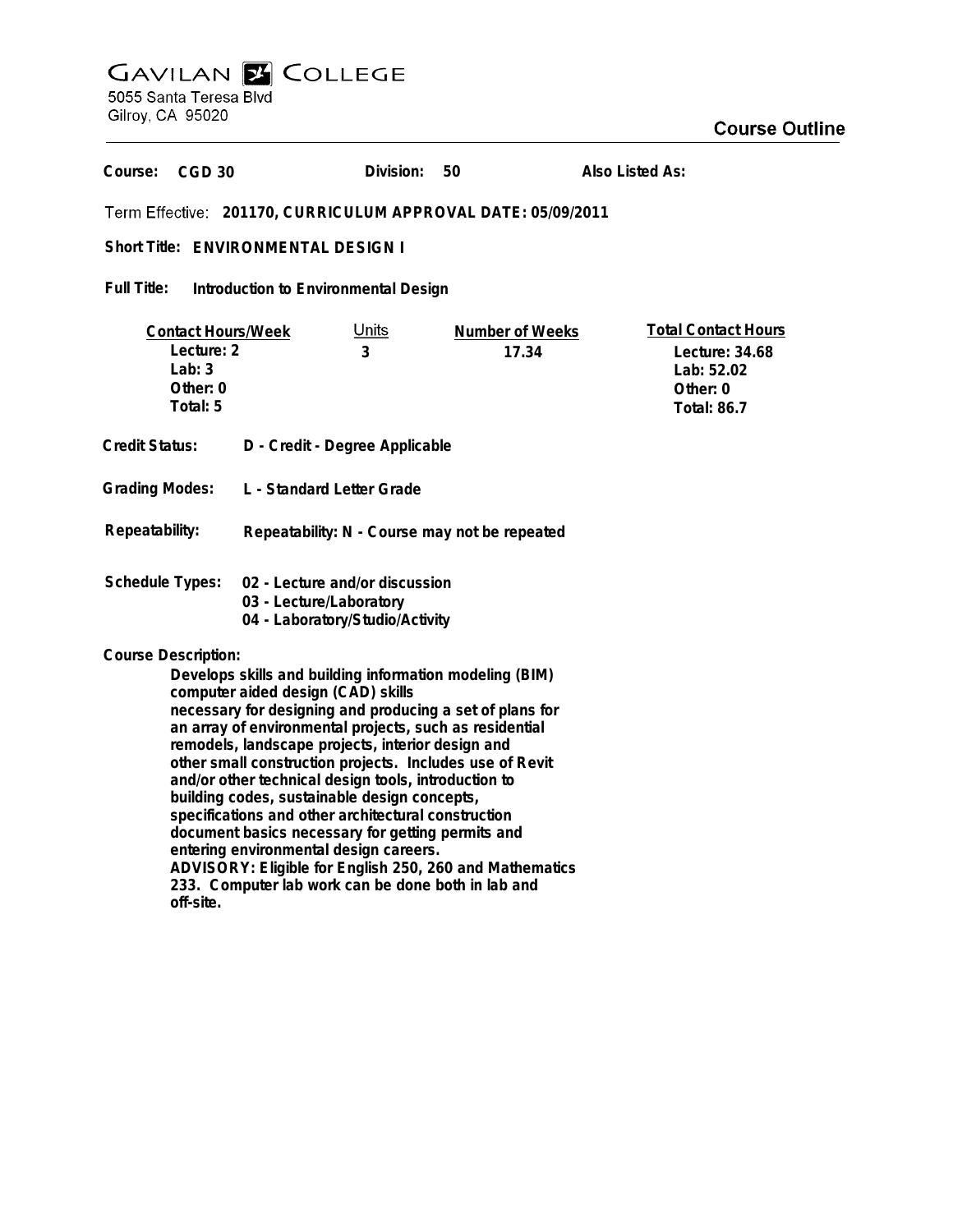# GAVILAN COLLEGE

5055 Santa Teresa Blvd
Gilroy, CA 95020

## Course Outline

**Course:** CGD 30 **Division:** 50 **Also Listed As:**

**Term Effective:** 201170, CURRICULUM APPROVAL DATE: 05/09/2011

**Short Title:** ENVIRONMENTAL DESIGN I

**Full Title:** Introduction to Environmental Design

| Contact Hours/Week | Units | Number of Weeks | Total Contact Hours |
|---|---|---|---|
| Lecture: 2 | 3 | 17.34 | Lecture: 34.68 |
| Lab: 3 | | | Lab: 52.02 |
| Other: 0 | | | Other: 0 |
| Total: 5 | | | Total: 86.7 |

**Credit Status:** D - Credit - Degree Applicable

**Grading Modes:** L - Standard Letter Grade

**Repeatability:** Repeatability: N - Course may not be repeated

**Schedule Types:**
02 - Lecture and/or discussion
03 - Lecture/Laboratory
04 - Laboratory/Studio/Activity

**Course Description:**

Develops skills and building information modeling (BIM) computer aided design (CAD) skills necessary for designing and producing a set of plans for an array of environmental projects, such as residential remodels, landscape projects, interior design and other small construction projects. Includes use of Revit and/or other technical design tools, introduction to building codes, sustainable design concepts, specifications and other architectural construction document basics necessary for getting permits and entering environmental design careers.
ADVISORY: Eligible for English 250, 260 and Mathematics 233. Computer lab work can be done both in lab and off-site.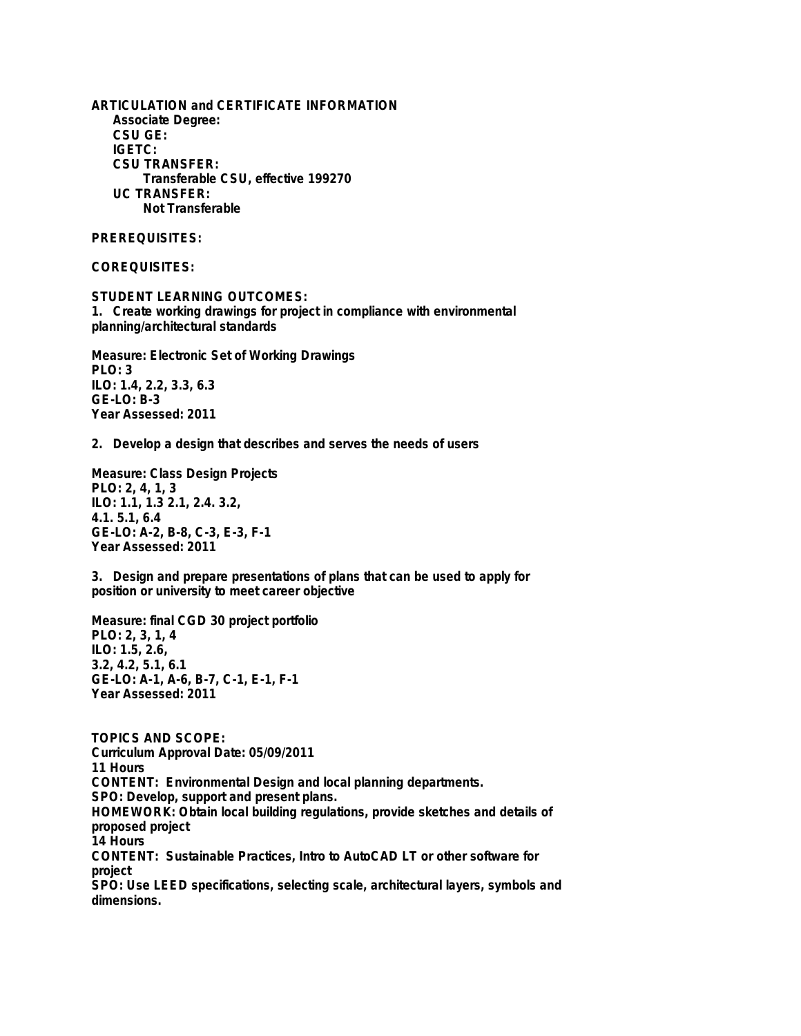**ARTICULATION and CERTIFICATE INFORMATION**

**Associate Degree:**

**CSU GE:**

**IGETC:**

**CSU TRANSFER:**

**Transferable CSU, effective 199270**

**UC TRANSFER:**

**Not Transferable**

**PREREQUISITES:**

**COREQUISITES:**

**STUDENT LEARNING OUTCOMES:**

**1. Create working drawings for project in compliance with environmental planning/architectural standards**

**Measure: Electronic Set of Working Drawings**
**PLO: 3**
**ILO: 1.4, 2.2, 3.3, 6.3**
**GE-LO: B-3**
**Year Assessed: 2011**

**2. Develop a design that describes and serves the needs of users**

**Measure: Class Design Projects**
**PLO: 2, 4, 1, 3**
**ILO: 1.1, 1.3 2.1, 2.4. 3.2,**
**4.1. 5.1, 6.4**
**GE-LO: A-2, B-8, C-3, E-3, F-1**
**Year Assessed: 2011**

**3. Design and prepare presentations of plans that can be used to apply for position or university to meet career objective**

**Measure: final CGD 30 project portfolio**
**PLO: 2, 3, 1, 4**
**ILO: 1.5, 2.6,**
**3.2, 4.2, 5.1, 6.1**
**GE-LO: A-1, A-6, B-7, C-1, E-1, F-1**
**Year Assessed: 2011**

**TOPICS AND SCOPE:**

**Curriculum Approval Date: 05/09/2011**

**11 Hours**

**CONTENT: Environmental Design and local planning departments.**

**SPO: Develop, support and present plans.**

**HOMEWORK: Obtain local building regulations, provide sketches and details of proposed project**

**14 Hours**

**CONTENT: Sustainable Practices, Intro to AutoCAD LT or other software for project**

**SPO: Use LEED specifications, selecting scale, architectural layers, symbols and dimensions.**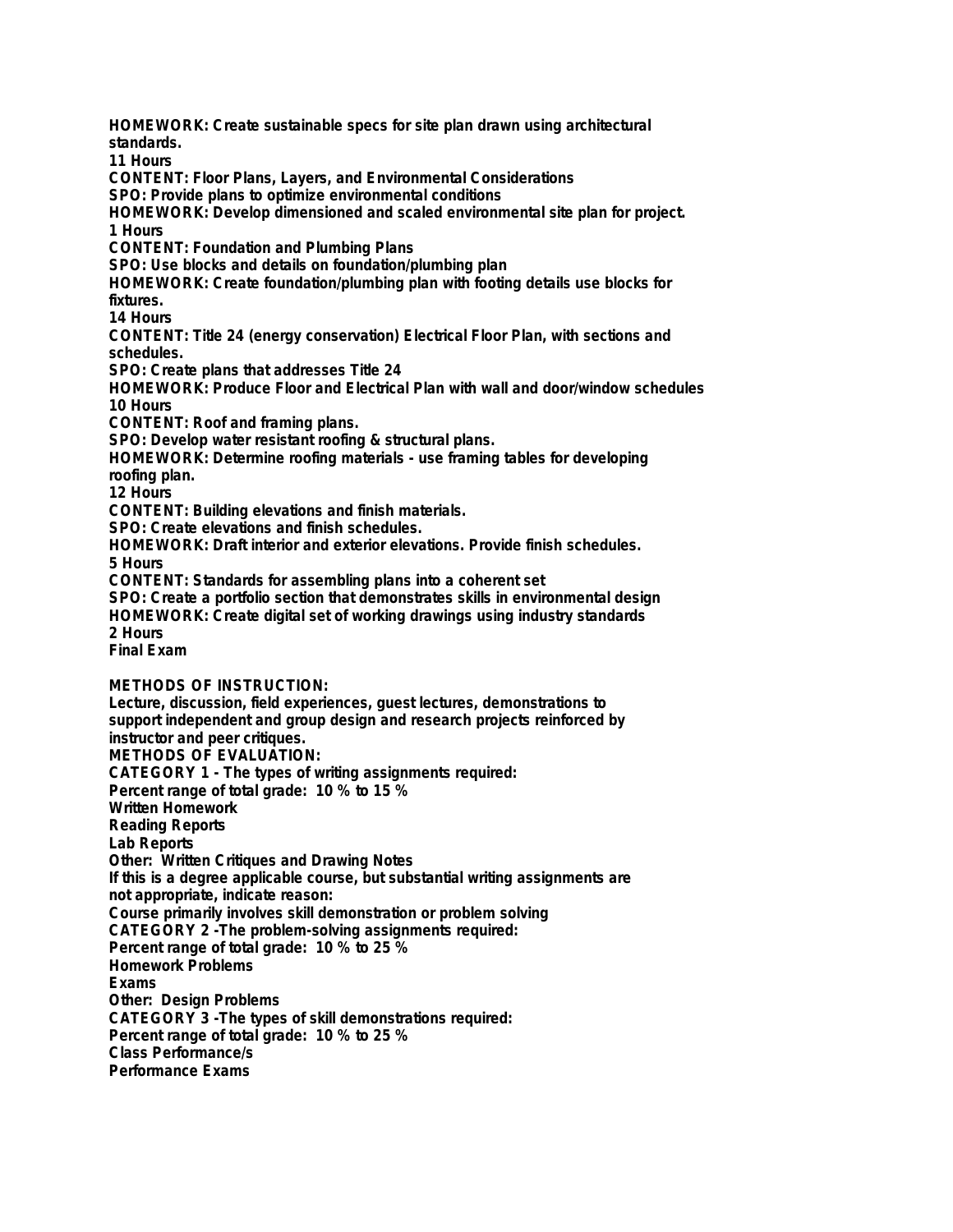**HOMEWORK: Create sustainable specs for site plan drawn using architectural standards.**
**11 Hours**
**CONTENT: Floor Plans, Layers, and Environmental Considerations**
**SPO: Provide plans to optimize environmental conditions**
**HOMEWORK: Develop dimensioned and scaled environmental site plan for project.**
**1 Hours**
**CONTENT: Foundation and Plumbing Plans**
**SPO: Use blocks and details on foundation/plumbing plan**
**HOMEWORK: Create foundation/plumbing plan with footing details use blocks for fixtures.**
**14 Hours**
**CONTENT: Title 24 (energy conservation) Electrical Floor Plan, with sections and schedules.**
**SPO: Create plans that addresses Title 24**
**HOMEWORK: Produce Floor and Electrical Plan with wall and door/window schedules**
**10 Hours**
**CONTENT: Roof and framing plans.**
**SPO: Develop water resistant roofing & structural plans.**
**HOMEWORK: Determine roofing materials - use framing tables for developing roofing plan.**
**12 Hours**
**CONTENT: Building elevations and finish materials.**
**SPO: Create elevations and finish schedules.**
**HOMEWORK: Draft interior and exterior elevations. Provide finish schedules.**
**5 Hours**
**CONTENT: Standards for assembling plans into a coherent set**
**SPO: Create a portfolio section that demonstrates skills in environmental design**
**HOMEWORK: Create digital set of working drawings using industry standards**
**2 Hours**
**Final Exam**

**METHODS OF INSTRUCTION:**
**Lecture, discussion, field experiences, guest lectures, demonstrations to support independent and group design and research projects reinforced by instructor and peer critiques.**
**METHODS OF EVALUATION:**
**CATEGORY 1 - The types of writing assignments required:**
**Percent range of total grade: 10 % to 15 %**
**Written Homework**
**Reading Reports**
**Lab Reports**
**Other: Written Critiques and Drawing Notes**
**If this is a degree applicable course, but substantial writing assignments are not appropriate, indicate reason:**
**Course primarily involves skill demonstration or problem solving**
**CATEGORY 2 -The problem-solving assignments required:**
**Percent range of total grade: 10 % to 25 %**
**Homework Problems**
**Exams**
**Other: Design Problems**
**CATEGORY 3 -The types of skill demonstrations required:**
**Percent range of total grade: 10 % to 25 %**
**Class Performance/s**
**Performance Exams**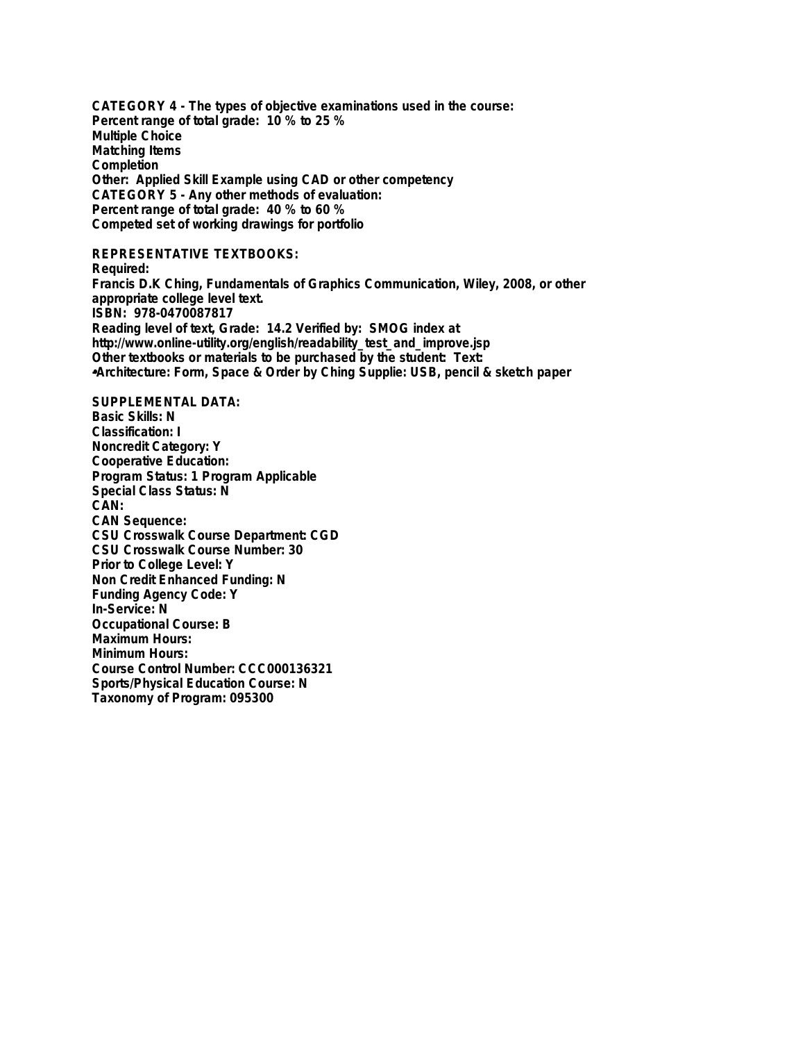**CATEGORY 4 - The types of objective examinations used in the course:**
**Percent range of total grade: 10 % to 25 %**
**Multiple Choice**
**Matching Items**
**Completion**
**Other: Applied Skill Example using CAD or other competency**
**CATEGORY 5 - Any other methods of evaluation:**
**Percent range of total grade: 40 % to 60 %**
**Competed set of working drawings for portfolio**

**REPRESENTATIVE TEXTBOOKS:**
**Required:**
**Francis D.K Ching, Fundamentals of Graphics Communication, Wiley, 2008, or other appropriate college level text.**
**ISBN: 978-0470087817**
**Reading level of text, Grade: 14.2 Verified by: SMOG index at http://www.online-utility.org/english/readability_test_and_improve.jsp**
**Other textbooks or materials to be purchased by the student: Text:**
**•Architecture: Form, Space & Order by Ching Supplie: USB, pencil & sketch paper**

**SUPPLEMENTAL DATA:**
**Basic Skills: N**
**Classification: I**
**Noncredit Category: Y**
**Cooperative Education:**
**Program Status: 1 Program Applicable**
**Special Class Status: N**
**CAN:**
**CAN Sequence:**
**CSU Crosswalk Course Department: CGD**
**CSU Crosswalk Course Number: 30**
**Prior to College Level: Y**
**Non Credit Enhanced Funding: N**
**Funding Agency Code: Y**
**In-Service: N**
**Occupational Course: B**
**Maximum Hours:**
**Minimum Hours:**
**Course Control Number: CCC000136321**
**Sports/Physical Education Course: N**
**Taxonomy of Program: 095300**